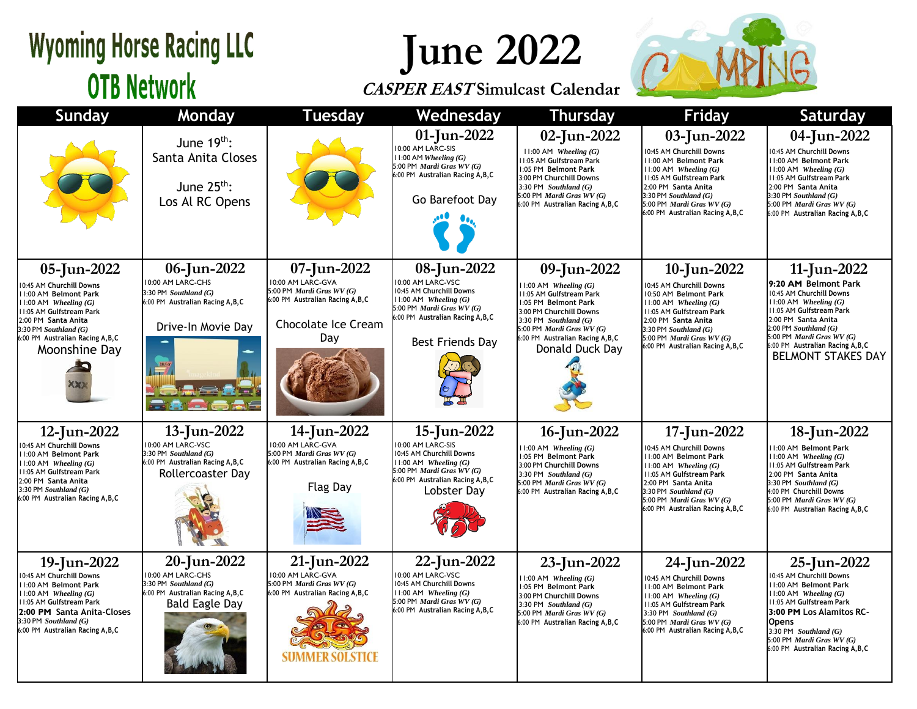# Wyoming Horse Racing LLC
## OTB Network

# June 2022

**CASPER EAST Simulcast Calendar**

| Sunday | Monday | Tuesday | Wednesday | Thursday | Friday | Saturday |
|---|---|---|---|---|---|---|
| | June 19th: Santa Anita Closes<br><br>June 25th: Los Al RC Opens | | **01-Jun-2022**<br>10:00 AM LARC-SIS<br>11:00 AM *Wheeling (G)*<br>5:00 PM *Mardi Gras WV (G)*<br>6:00 PM Australian Racing A,B,C<br><br>Go Barefoot Day | **02-Jun-2022**<br>11:00 AM *Wheeling (G)*<br>11:05 AM Gulfstream Park<br>1:05 PM Belmont Park<br>3:00 PM Churchill Downs<br>3:30 PM *Southland (G)*<br>5:00 PM *Mardi Gras WV (G)*<br>6:00 PM Australian Racing A,B,C | **03-Jun-2022**<br>10:45 AM Churchill Downs<br>11:00 AM Belmont Park<br>11:00 AM *Wheeling (G)*<br>11:05 AM Gulfstream Park<br>2:00 PM Santa Anita<br>3:30 PM *Southland (G)*<br>5:00 PM *Mardi Gras WV (G)*<br>6:00 PM Australian Racing A,B,C | **04-Jun-2022**<br>10:45 AM Churchill Downs<br>11:00 AM Belmont Park<br>11:00 AM *Wheeling (G)*<br>11:05 AM Gulfstream Park<br>2:00 PM Santa Anita<br>3:30 PM *Southland (G)*<br>5:00 PM *Mardi Gras WV (G)*<br>6:00 PM Australian Racing A,B,C |
| **05-Jun-2022**<br>10:45 AM Churchill Downs<br>11:00 AM Belmont Park<br>11:00 AM *Wheeling (G)*<br>11:05 AM Gulfstream Park<br>2:00 PM Santa Anita<br>3:30 PM *Southland (G)*<br>6:00 PM Australian Racing A,B,C<br><br>Moonshine Day | **06-Jun-2022**<br>10:00 AM LARC-CHS<br>3:30 PM *Southland (G)*<br>6:00 PM Australian Racing A,B,C<br><br>Drive-In Movie Day | **07-Jun-2022**<br>10:00 AM LARC-GVA<br>5:00 PM *Mardi Gras WV (G)*<br>6:00 PM Australian Racing A,B,C<br><br>Chocolate Ice Cream Day | **08-Jun-2022**<br>10:00 AM LARC-VSC<br>10:45 AM Churchill Downs<br>11:00 AM *Wheeling (G)*<br>5:00 PM *Mardi Gras WV (G)*<br>6:00 PM Australian Racing A,B,C<br><br>Best Friends Day | **09-Jun-2022**<br>11:00 AM *Wheeling (G)*<br>11:05 AM Gulfstream Park<br>1:05 PM Belmont Park<br>3:00 PM Churchill Downs<br>3:30 PM *Southland (G)*<br>5:00 PM *Mardi Gras WV (G)*<br>6:00 PM Australian Racing A,B,C<br><br>Donald Duck Day | **10-Jun-2022**<br>10:45 AM Churchill Downs<br>10:50 AM Belmont Park<br>11:00 AM *Wheeling (G)*<br>11:05 AM Gulfstream Park<br>2:00 PM Santa Anita<br>3:30 PM *Southland (G)*<br>5:00 PM *Mardi Gras WV (G)*<br>6:00 PM Australian Racing A,B,C | **11-Jun-2022**<br>**9:20 AM** Belmont Park<br>10:45 AM Churchill Downs<br>11:00 AM *Wheeling (G)*<br>11:05 AM Gulfstream Park<br>2:00 PM Santa Anita<br>2:00 PM *Southland (G)*<br>5:00 PM *Mardi Gras WV (G)*<br>6:00 PM Australian Racing A,B,C<br><br>BELMONT STAKES DAY |
| **12-Jun-2022**<br>10:45 AM Churchill Downs<br>11:00 AM Belmont Park<br>11:00 AM *Wheeling (G)*<br>11:05 AM Gulfstream Park<br>2:00 PM Santa Anita<br>3:30 PM *Southland (G)*<br>6:00 PM Australian Racing A,B,C | **13-Jun-2022**<br>10:00 AM LARC-VSC<br>3:30 PM *Southland (G)*<br>6:00 PM Australian Racing A,B,C<br><br>Rollercoaster Day | **14-Jun-2022**<br>10:00 AM LARC-GVA<br>5:00 PM *Mardi Gras WV (G)*<br>6:00 PM Australian Racing A,B,C<br><br>Flag Day | **15-Jun-2022**<br>10:00 AM LARC-SIS<br>10:45 AM Churchill Downs<br>11:00 AM *Wheeling (G)*<br>5:00 PM *Mardi Gras WV (G)*<br>6:00 PM Australian Racing A,B,C<br><br>Lobster Day | **16-Jun-2022**<br>11:00 AM *Wheeling (G)*<br>1:05 PM Belmont Park<br>3:00 PM Churchill Downs<br>3:30 PM *Southland (G)*<br>5:00 PM *Mardi Gras WV (G)*<br>6:00 PM Australian Racing A,B,C | **17-Jun-2022**<br>10:45 AM Churchill Downs<br>11:00 AM Belmont Park<br>11:00 AM *Wheeling (G)*<br>11:05 AM Gulfstream Park<br>2:00 PM Santa Anita<br>3:30 PM *Southland (G)*<br>5:00 PM *Mardi Gras WV (G)*<br>6:00 PM Australian Racing A,B,C | **18-Jun-2022**<br>11:00 AM Belmont Park<br>11:00 AM *Wheeling (G)*<br>11:05 AM Gulfstream Park<br>2:00 PM Santa Anita<br>3:30 PM *Southland (G)*<br>4:00 PM Churchill Downs<br>5:00 PM *Mardi Gras WV (G)*<br>6:00 PM Australian Racing A,B,C |
| **19-Jun-2022**<br>10:45 AM Churchill Downs<br>11:00 AM Belmont Park<br>11:00 AM *Wheeling (G)*<br>11:05 AM Gulfstream Park<br>**2:00 PM Santa Anita-Closes**<br>3:30 PM *Southland (G)*<br>6:00 PM Australian Racing A,B,C | **20-Jun-2022**<br>10:00 AM LARC-CHS<br>3:30 PM *Southland (G)*<br>6:00 PM Australian Racing A,B,C<br><br>Bald Eagle Day | **21-Jun-2022**<br>10:00 AM LARC-GVA<br>5:00 PM *Mardi Gras WV (G)*<br>6:00 PM Australian Racing A,B,C<br><br>SUMMER SOLSTICE | **22-Jun-2022**<br>10:00 AM LARC-VSC<br>10:45 AM Churchill Downs<br>11:00 AM *Wheeling (G)*<br>5:00 PM *Mardi Gras WV (G)*<br>6:00 PM Australian Racing A,B,C | **23-Jun-2022**<br>11:00 AM *Wheeling (G)*<br>1:05 PM Belmont Park<br>3:00 PM Churchill Downs<br>3:30 PM *Southland (G)*<br>5:00 PM *Mardi Gras WV (G)*<br>6:00 PM Australian Racing A,B,C | **24-Jun-2022**<br>10:45 AM Churchill Downs<br>11:00 AM Belmont Park<br>11:00 AM *Wheeling (G)*<br>11:05 AM Gulfstream Park<br>3:30 PM *Southland (G)*<br>5:00 PM *Mardi Gras WV (G)*<br>6:00 PM Australian Racing A,B,C | **25-Jun-2022**<br>10:45 AM Churchill Downs<br>11:00 AM Belmont Park<br>11:00 AM *Wheeling (G)*<br>11:05 AM Gulfstream Park<br>**3:00 PM Los Alamitos RC-Opens**<br>3:30 PM *Southland (G)*<br>5:00 PM *Mardi Gras WV (G)*<br>6:00 PM Australian Racing A,B,C |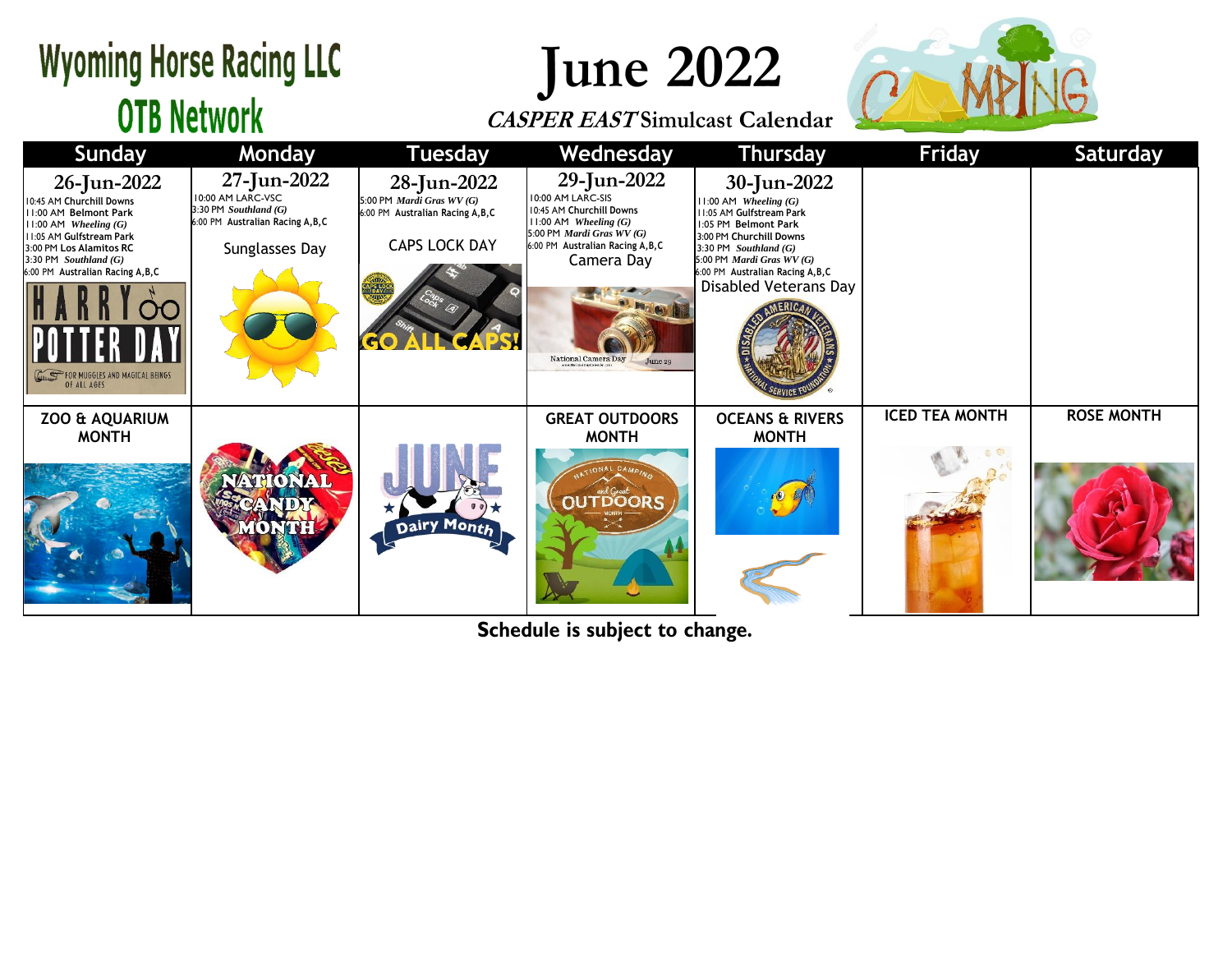# Wyoming Horse Racing LLC
## OTB Network

# June 2022

***CASPER EAST* Simulcast Calendar**

| Sunday | Monday | Tuesday | Wednesday | Thursday | Friday | Saturday |
|---|---|---|---|---|---|---|
| **26-Jun-2022**<br>10:45 AM Churchill Downs<br>11:00 AM Belmont Park<br>11:00 AM *Wheeling (G)*<br>11:05 AM Gulfstream Park<br>3:00 PM Los Alamitos RC<br>3:30 PM *Southland (G)*<br>6:00 PM Australian Racing A,B,C<br>HARRY POTTER DAY<br>FOR MUGGLES AND MAGICAL BEINGS OF ALL AGES | **27-Jun-2022**<br>10:00 AM LARC-VSC<br>3:30 PM *Southland (G)*<br>6:00 PM Australian Racing A,B,C<br>Sunglasses Day | **28-Jun-2022**<br>5:00 PM *Mardi Gras WV (G)*<br>6:00 PM Australian Racing A,B,C<br>CAPS LOCK DAY<br>GO ALL CAPS! | **29-Jun-2022**<br>10:00 AM LARC-SIS<br>10:45 AM Churchill Downs<br>11:00 AM *Wheeling (G)*<br>5:00 PM *Mardi Gras WV (G)*<br>6:00 PM Australian Racing A,B,C<br>Camera Day<br>National Camera Day June 29 | **30-Jun-2022**<br>11:00 AM *Wheeling (G)*<br>11:05 AM Gulfstream Park<br>1:05 PM Belmont Park<br>3:00 PM Churchill Downs<br>3:30 PM *Southland (G)*<br>5:00 PM *Mardi Gras WV (G)*<br>6:00 PM Australian Racing A,B,C<br>Disabled Veterans Day | | |
| **ZOO & AQUARIUM MONTH** | NATIONAL CANDY MONTH | JUNE Dairy Month | **GREAT OUTDOORS MONTH**<br>NATIONAL CAMPING and Great OUTDOORS MONTH | **OCEANS & RIVERS MONTH** | **ICED TEA MONTH** | **ROSE MONTH** |

**Schedule is subject to change.**